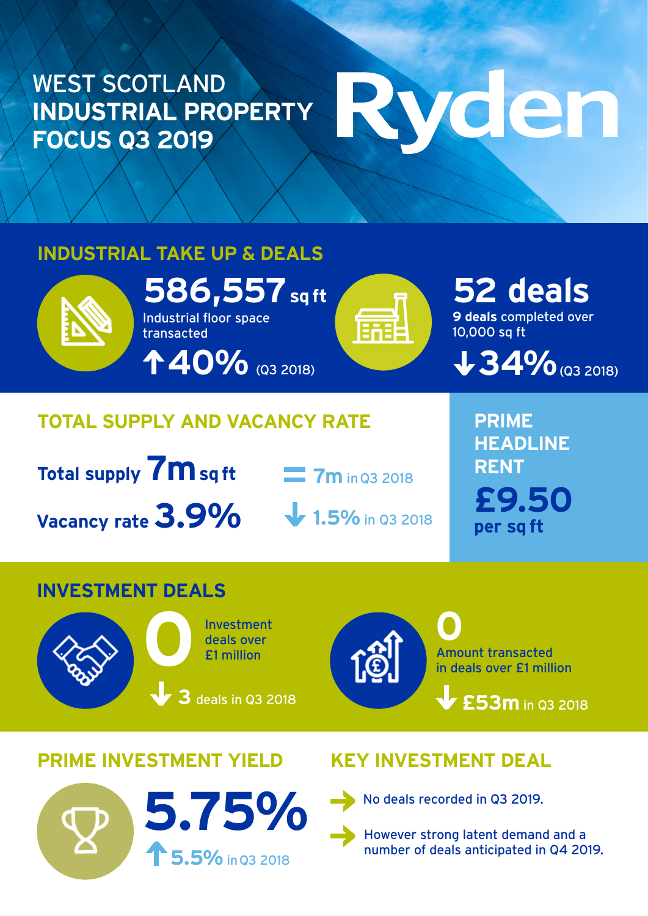# WEST SCOTLAND INDUSTRIAL PROPERTY FOCUS Q3 2019

Ryden

## INDUSTRIAL TAKE UP & DEALS

**586,557** sq ft

Industrial floor space transacted

↑ 40% (Q3 2018)

**52 deals**

**9 deals** completed over 10,000 sq ft

↓ 34% (Q3 2018)

## TOTAL SUPPLY AND VACANCY RATE

**Total supply 7m sq ft** = 7m in Q3 2018

**Vacancy rate 3.9%** ↓ 1.5% in Q3 2018

## PRIME HEADLINE RENT

**£9.50 per sq ft**

## INVESTMENT DEALS

**0** Investment deals over £1 million

↓ 3 deals in Q3 2018

**0** Amount transacted in deals over £1 million

↓ £53m in Q3 2018

## PRIME INVESTMENT YIELD

**5.75%**

↑ 5.5% in Q3 2018

## KEY INVESTMENT DEAL

- No deals recorded in Q3 2019.
- However strong latent demand and a number of deals anticipated in Q4 2019.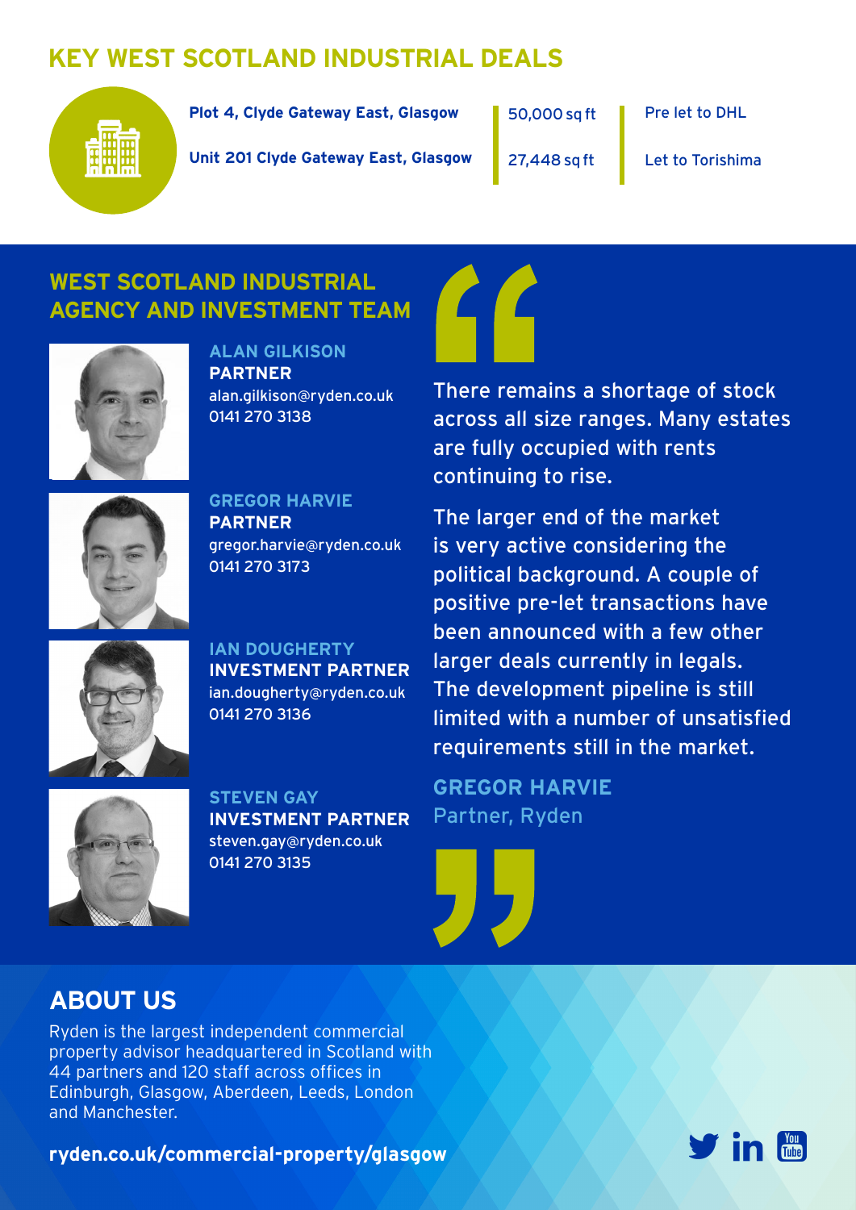## KEY WEST SCOTLAND INDUSTRIAL DEALS

| | | |
|---|---|---|
| **Plot 4, Clyde Gateway East, Glasgow** | 50,000 sq ft | Pre let to DHL |
| **Unit 201 Clyde Gateway East, Glasgow** | 27,448 sq ft | Let to Torishima |

## WEST SCOTLAND INDUSTRIAL AGENCY AND INVESTMENT TEAM

**ALAN GILKISON**
**PARTNER**
alan.gilkison@ryden.co.uk
0141 270 3138

**GREGOR HARVIE**
**PARTNER**
gregor.harvie@ryden.co.uk
0141 270 3173

**IAN DOUGHERTY**
**INVESTMENT PARTNER**
ian.dougherty@ryden.co.uk
0141 270 3136

**STEVEN GAY**
**INVESTMENT PARTNER**
steven.gay@ryden.co.uk
0141 270 3135

> There remains a shortage of stock across all size ranges. Many estates are fully occupied with rents continuing to rise.
>
> The larger end of the market is very active considering the political background. A couple of positive pre-let transactions have been announced with a few other larger deals currently in legals. The development pipeline is still limited with a number of unsatisfied requirements still in the market.
>
> **GREGOR HARVIE**
> Partner, Ryden

## ABOUT US

Ryden is the largest independent commercial property advisor headquartered in Scotland with 44 partners and 120 staff across offices in Edinburgh, Glasgow, Aberdeen, Leeds, London and Manchester.

**ryden.co.uk/commercial-property/glasgow**